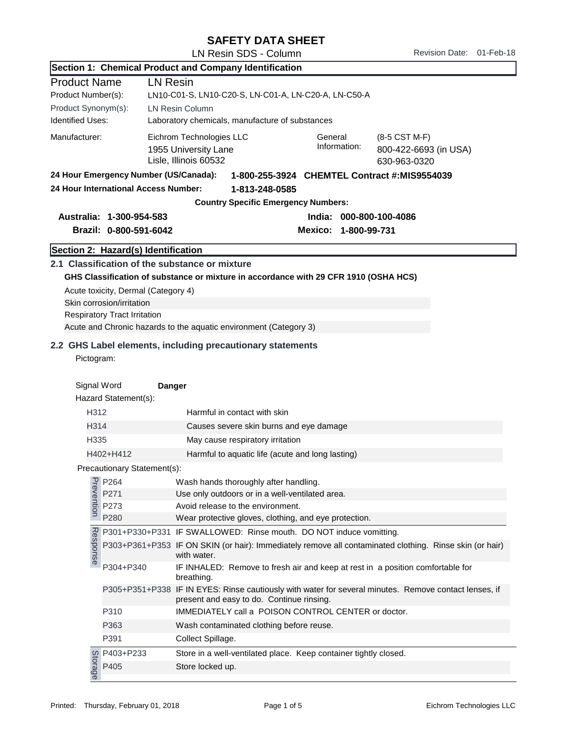# SAFETY DATA SHEET

LN Resin SDS - Column

Revision Date: 01-Feb-18

## Section 1: Chemical Product and Company Identification

| | |
|---|---|
| **Product Name** | **LN Resin** |
| Product Number(s): | LN10-C01-S, LN10-C20-S, LN-C01-A, LN-C20-A, LN-C50-A |
| Product Synonym(s): | LN Resin Column |
| Identified Uses: | Laboratory chemicals, manufacture of substances |
| Manufacturer: | Eichrom Technologies LLC<br>1955 University Lane<br>Lisle, Illinois 60532 |
| General Information: | (8-5 CST M-F)<br>800-422-6693 (in USA)<br>630-963-0320 |

**24 Hour Emergency Number (US/Canada):** **1-800-255-3924 CHEMTEL Contract #:MIS9554039**

**24 Hour International Access Number:** **1-813-248-0585**

**Country Specific Emergency Numbers:**

**Australia: 1-300-954-583**

**India: 000-800-100-4086**

**Brazil: 0-800-591-6042**

**Mexico: 1-800-99-731**

## Section 2: Hazard(s) Identification

### 2.1 Classification of the substance or mixture

**GHS Classification of substance or mixture in accordance with 29 CFR 1910 (OSHA HCS)**

Acute toxicity, Dermal (Category 4)

Skin corrosion/irritation

Respiratory Tract Irritation

Acute and Chronic hazards to the aquatic environment (Category 3)

### 2.2 GHS Label elements, including precautionary statements

Pictogram:

Signal Word **Danger**

Hazard Statement(s):

| | |
|---|---|
| H312 | Harmful in contact with skin |
| H314 | Causes severe skin burns and eye damage |
| H335 | May cause respiratory irritation |
| H402+H412 | Harmful to aquatic life (acute and long lasting) |

Precautionary Statement(s):

| | | |
|---|---|---|
| Prevention | P264 | Wash hands thoroughly after handling. |
| | P271 | Use only outdoors or in a well-ventilated area. |
| | P273 | Avoid release to the environment. |
| | P280 | Wear protective gloves, clothing, and eye protection. |
| Response | P301+P330+P331 | IF SWALLOWED: Rinse mouth. DO NOT induce vomitting. |
| | P303+P361+P353 | IF ON SKIN (or hair): Immediately remove all contaminated clothing. Rinse skin (or hair) with water. |
| | P304+P340 | IF INHALED: Remove to fresh air and keep at rest in a position comfortable for breathing. |
| | P305+P351+P338 | IF IN EYES: Rinse cautiously with water for several minutes. Remove contact lenses, if present and easy to do. Continue rinsing. |
| | P310 | IMMEDIATELY call a POISON CONTROL CENTER or doctor. |
| | P363 | Wash contaminated clothing before reuse. |
| | P391 | Collect Spillage. |
| Storage | P403+P233 | Store in a well-ventilated place. Keep container tightly closed. |
| | P405 | Store locked up. |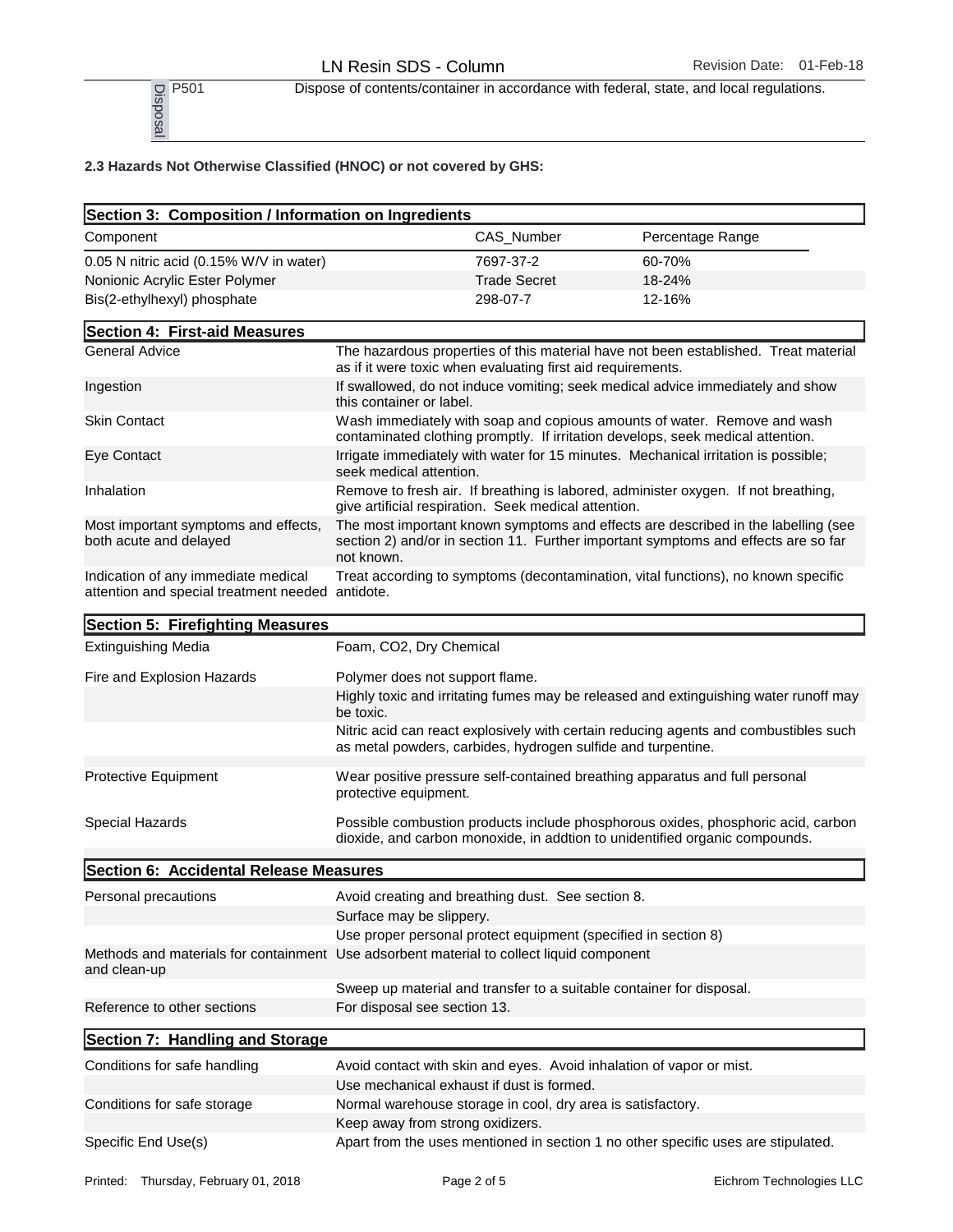| Disposal | P501 | Dispose of contents/container in accordance with federal, state, and local regulations. |
|---|---|---|

**2.3 Hazards Not Otherwise Classified (HNOC) or not covered by GHS:**

## Section 3: Composition / Information on Ingredients

| Component | CAS_Number | Percentage Range |
|---|---|---|
| 0.05 N nitric acid (0.15% W/V in water) | 7697-37-2 | 60-70% |
| Nonionic Acrylic Ester Polymer | Trade Secret | 18-24% |
| Bis(2-ethylhexyl) phosphate | 298-07-7 | 12-16% |

## Section 4: First-aid Measures

| | |
|---|---|
| General Advice | The hazardous properties of this material have not been established. Treat material as if it were toxic when evaluating first aid requirements. |
| Ingestion | If swallowed, do not induce vomiting; seek medical advice immediately and show this container or label. |
| Skin Contact | Wash immediately with soap and copious amounts of water. Remove and wash contaminated clothing promptly. If irritation develops, seek medical attention. |
| Eye Contact | Irrigate immediately with water for 15 minutes. Mechanical irritation is possible; seek medical attention. |
| Inhalation | Remove to fresh air. If breathing is labored, administer oxygen. If not breathing, give artificial respiration. Seek medical attention. |
| Most important symptoms and effects, both acute and delayed | The most important known symptoms and effects are described in the labelling (see section 2) and/or in section 11. Further important symptoms and effects are so far not known. |
| Indication of any immediate medical attention and special treatment needed | Treat according to symptoms (decontamination, vital functions), no known specific antidote. |

## Section 5: Firefighting Measures

| | |
|---|---|
| Extinguishing Media | Foam, $CO_2$, Dry Chemical |
| Fire and Explosion Hazards | Polymer does not support flame. |
| | Highly toxic and irritating fumes may be released and extinguishing water runoff may be toxic. |
| | Nitric acid can react explosively with certain reducing agents and combustibles such as metal powders, carbides, hydrogen sulfide and turpentine. |
| Protective Equipment | Wear positive pressure self-contained breathing apparatus and full personal protective equipment. |
| Special Hazards | Possible combustion products include phosphorous oxides, phosphoric acid, carbon dioxide, and carbon monoxide, in addtion to unidentified organic compounds. |

## Section 6: Accidental Release Measures

| | |
|---|---|
| Personal precautions | Avoid creating and breathing dust. See section 8. |
| | Surface may be slippery. |
| | Use proper personal protect equipment (specified in section 8) |
| Methods and materials for containment and clean-up | Use adsorbent material to collect liquid component |
| | Sweep up material and transfer to a suitable container for disposal. |
| Reference to other sections | For disposal see section 13. |

## Section 7: Handling and Storage

| | |
|---|---|
| Conditions for safe handling | Avoid contact with skin and eyes. Avoid inhalation of vapor or mist. |
| | Use mechanical exhaust if dust is formed. |
| Conditions for safe storage | Normal warehouse storage in cool, dry area is satisfactory. |
| | Keep away from strong oxidizers. |
| Specific End Use(s) | Apart from the uses mentioned in section 1 no other specific uses are stipulated. |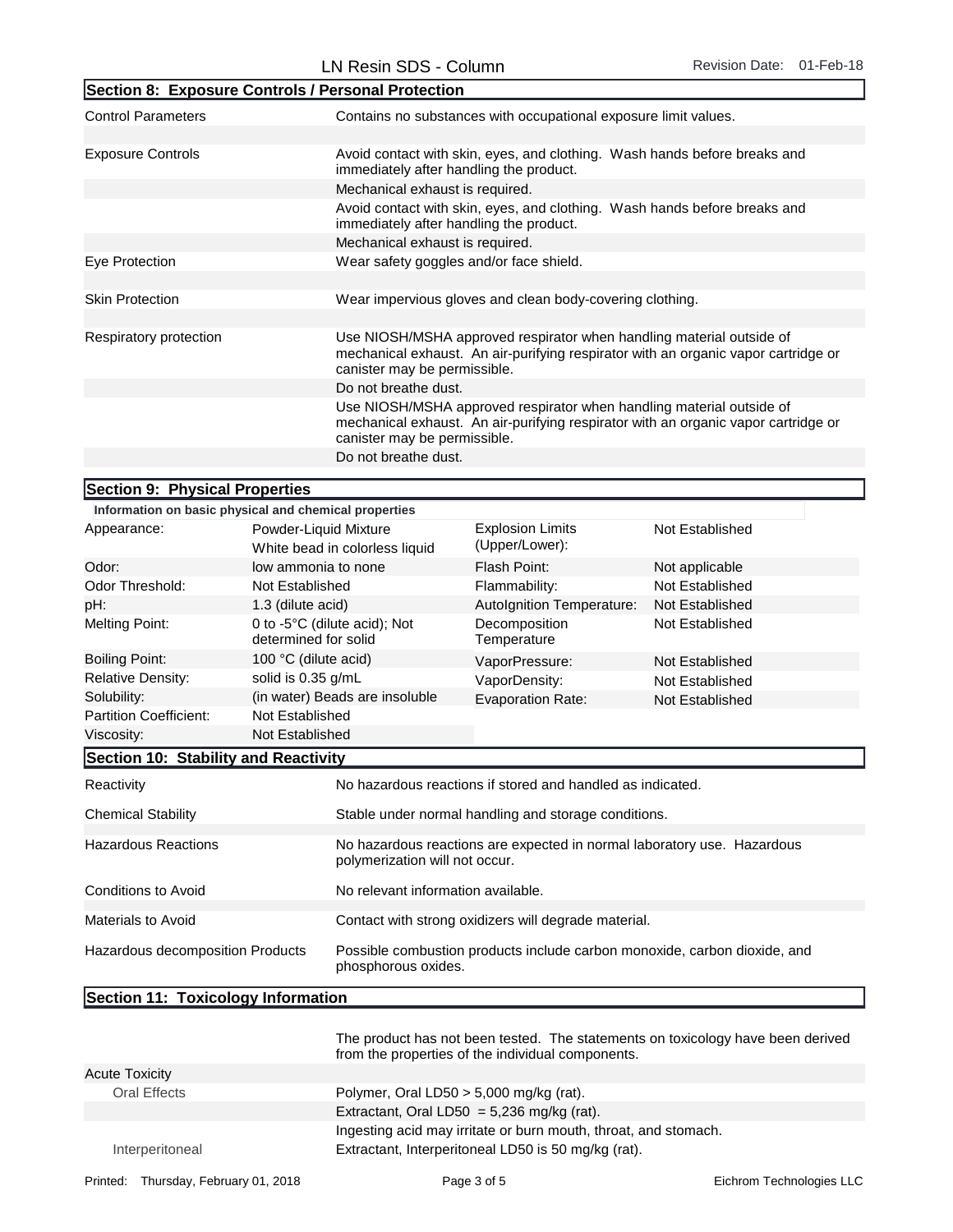## Section 8: Exposure Controls / Personal Protection

| | |
|---|---|
| Control Parameters | Contains no substances with occupational exposure limit values. |
| Exposure Controls | Avoid contact with skin, eyes, and clothing. Wash hands before breaks and immediately after handling the product. |
| | Mechanical exhaust is required. |
| | Avoid contact with skin, eyes, and clothing. Wash hands before breaks and immediately after handling the product. |
| | Mechanical exhaust is required. |
| Eye Protection | Wear safety goggles and/or face shield. |
| Skin Protection | Wear impervious gloves and clean body-covering clothing. |
| Respiratory protection | Use NIOSH/MSHA approved respirator when handling material outside of mechanical exhaust. An air-purifying respirator with an organic vapor cartridge or canister may be permissible. |
| | Do not breathe dust. |
| | Use NIOSH/MSHA approved respirator when handling material outside of mechanical exhaust. An air-purifying respirator with an organic vapor cartridge or canister may be permissible. |
| | Do not breathe dust. |

## Section 9: Physical Properties

**Information on basic physical and chemical properties**

| | | | |
|---|---|---|---|
| Appearance: | Powder-Liquid Mixture White bead in colorless liquid | Explosion Limits (Upper/Lower): | Not Established |
| Odor: | low ammonia to none | Flash Point: | Not applicable |
| Odor Threshold: | Not Established | Flammability: | Not Established |
| pH: | 1.3 (dilute acid) | AutoIgnition Temperature: | Not Established |
| Melting Point: | 0 to -5°C (dilute acid); Not determined for solid | Decomposition Temperature | Not Established |
| Boiling Point: | 100 °C (dilute acid) | VaporPressure: | Not Established |
| Relative Density: | solid is 0.35 g/mL | VaporDensity: | Not Established |
| Solubility: | (in water) Beads are insoluble | Evaporation Rate: | Not Established |
| Partition Coefficient: | Not Established | | |
| Viscosity: | Not Established | | |

## Section 10: Stability and Reactivity

| | |
|---|---|
| Reactivity | No hazardous reactions if stored and handled as indicated. |
| Chemical Stability | Stable under normal handling and storage conditions. |
| Hazardous Reactions | No hazardous reactions are expected in normal laboratory use. Hazardous polymerization will not occur. |
| Conditions to Avoid | No relevant information available. |
| Materials to Avoid | Contact with strong oxidizers will degrade material. |
| Hazardous decomposition Products | Possible combustion products include carbon monoxide, carbon dioxide, and phosphorous oxides. |

## Section 11: Toxicology Information

The product has not been tested. The statements on toxicology have been derived from the properties of the individual components.

| | |
|---|---|
| Acute Toxicity | |
| Oral Effects | Polymer, Oral LD50 > 5,000 mg/kg (rat). |
| | Extractant, Oral LD50 = 5,236 mg/kg (rat). |
| | Ingesting acid may irritate or burn mouth, throat, and stomach. |
| Interperitoneal | Extractant, Interperitoneal LD50 is 50 mg/kg (rat). |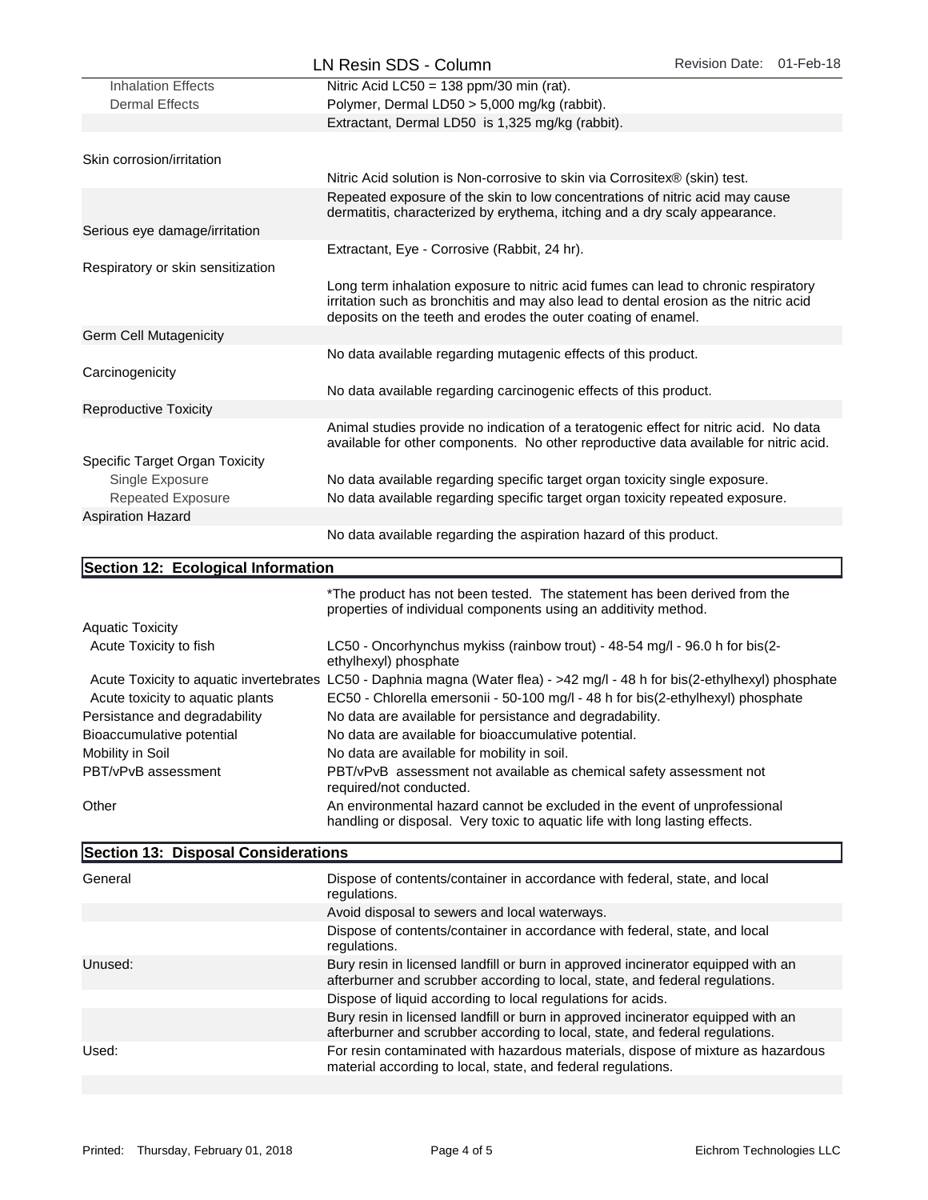| | |
|---|---|
| Inhalation Effects | Nitric Acid LC50 = 138 ppm/30 min (rat). |
| Dermal Effects | Polymer, Dermal LD50 > 5,000 mg/kg (rabbit). |
| | Extractant, Dermal LD50 is 1,325 mg/kg (rabbit). |

| | |
|---|---|
| Skin corrosion/irritation | |
| | Nitric Acid solution is Non-corrosive to skin via Corrositex® (skin) test. |
| | Repeated exposure of the skin to low concentrations of nitric acid may cause dermatitis, characterized by erythema, itching and a dry scaly appearance. |
| Serious eye damage/irritation | |
| | Extractant, Eye - Corrosive (Rabbit, 24 hr). |
| Respiratory or skin sensitization | |
| | Long term inhalation exposure to nitric acid fumes can lead to chronic respiratory irritation such as bronchitis and may also lead to dental erosion as the nitric acid deposits on the teeth and erodes the outer coating of enamel. |
| Germ Cell Mutagenicity | |
| | No data available regarding mutagenic effects of this product. |
| Carcinogenicity | |
| | No data available regarding carcinogenic effects of this product. |
| Reproductive Toxicity | |
| | Animal studies provide no indication of a teratogenic effect for nitric acid. No data available for other components. No other reproductive data available for nitric acid. |
| Specific Target Organ Toxicity | |
| Single Exposure | No data available regarding specific target organ toxicity single exposure. |
| Repeated Exposure | No data available regarding specific target organ toxicity repeated exposure. |
| Aspiration Hazard | |
| | No data available regarding the aspiration hazard of this product. |

## Section 12: Ecological Information

| | |
|---|---|
| | *The product has not been tested. The statement has been derived from the properties of individual components using an additivity method. |
| Aquatic Toxicity | |
| Acute Toxicity to fish | LC50 - Oncorhynchus mykiss (rainbow trout) - 48-54 mg/l - 96.0 h for bis(2-ethylhexyl) phosphate |
| Acute Toxicity to aquatic invertebrates | LC50 - Daphnia magna (Water flea) - >42 mg/l - 48 h for bis(2-ethylhexyl) phosphate |
| Acute toxicity to aquatic plants | EC50 - Chlorella emersonii - 50-100 mg/l - 48 h for bis(2-ethylhexyl) phosphate |
| Persistance and degradability | No data are available for persistance and degradability. |
| Bioaccumulative potential | No data are available for bioaccumulative potential. |
| Mobility in Soil | No data are available for mobility in soil. |
| PBT/vPvB assessment | PBT/vPvB assessment not available as chemical safety assessment not required/not conducted. |
| Other | An environmental hazard cannot be excluded in the event of unprofessional handling or disposal. Very toxic to aquatic life with long lasting effects. |

## Section 13: Disposal Considerations

| | |
|---|---|
| General | Dispose of contents/container in accordance with federal, state, and local regulations. |
| | Avoid disposal to sewers and local waterways. |
| | Dispose of contents/container in accordance with federal, state, and local regulations. |
| Unused: | Bury resin in licensed landfill or burn in approved incinerator equipped with an afterburner and scrubber according to local, state, and federal regulations. |
| | Dispose of liquid according to local regulations for acids. |
| | Bury resin in licensed landfill or burn in approved incinerator equipped with an afterburner and scrubber according to local, state, and federal regulations. |
| Used: | For resin contaminated with hazardous materials, dispose of mixture as hazardous material according to local, state, and federal regulations. |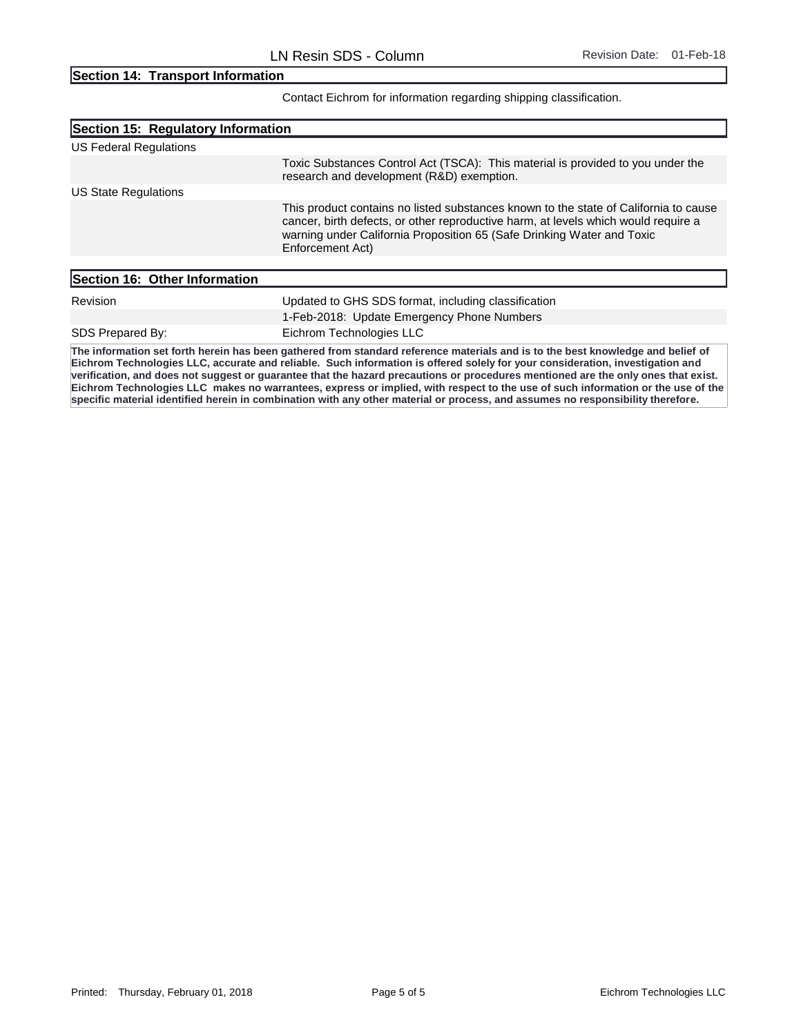## Section 14: Transport Information

Contact Eichrom for information regarding shipping classification.

## Section 15: Regulatory Information

| | |
|---|---|
| US Federal Regulations | |
| | Toxic Substances Control Act (TSCA): This material is provided to you under the research and development (R&D) exemption. |
| US State Regulations | |
| | This product contains no listed substances known to the state of California to cause cancer, birth defects, or other reproductive harm, at levels which would require a warning under California Proposition 65 (Safe Drinking Water and Toxic Enforcement Act) |

## Section 16: Other Information

| | |
|---|---|
| Revision | Updated to GHS SDS format, including classification |
| | 1-Feb-2018: Update Emergency Phone Numbers |
| SDS Prepared By: | Eichrom Technologies LLC |

**The information set forth herein has been gathered from standard reference materials and is to the best knowledge and belief of Eichrom Technologies LLC, accurate and reliable. Such information is offered solely for your consideration, investigation and verification, and does not suggest or guarantee that the hazard precautions or procedures mentioned are the only ones that exist. Eichrom Technologies LLC makes no warrantees, express or implied, with respect to the use of such information or the use of the specific material identified herein in combination with any other material or process, and assumes no responsibility therefore.**